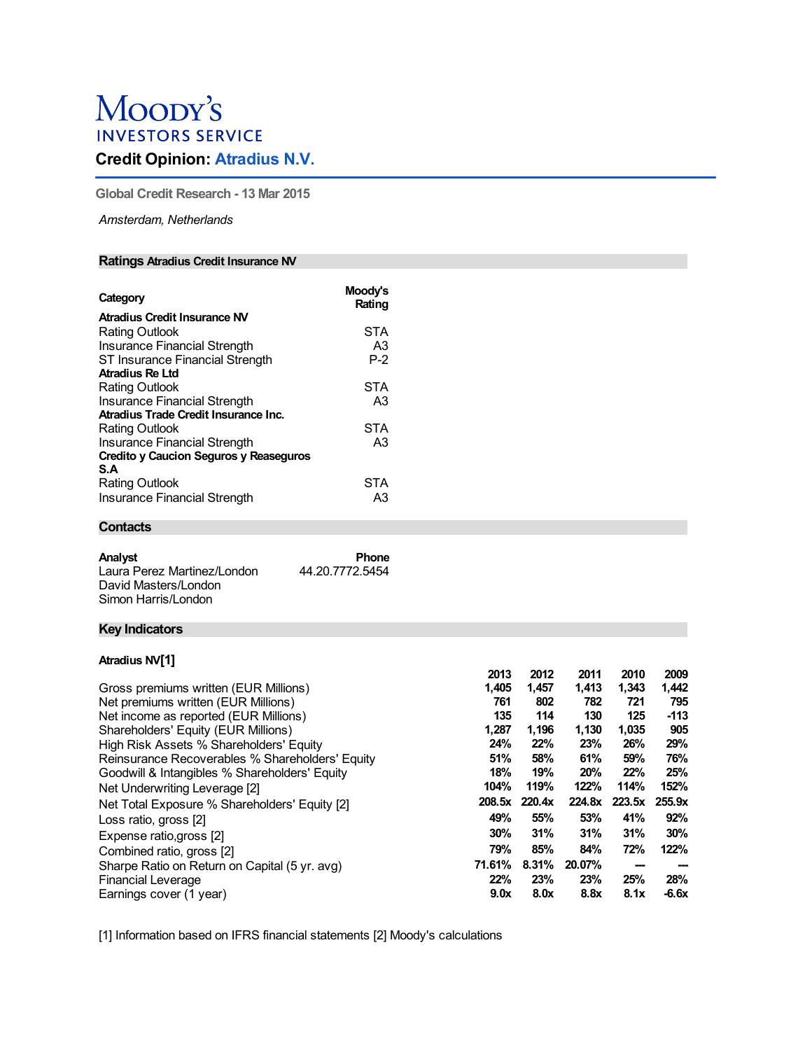# Moody's
## INVESTORS SERVICE

## Credit Opinion: Atradius N.V.

**Global Credit Research - 13 Mar 2015**

*Amsterdam, Netherlands*

### Ratings Atradius Credit Insurance NV

| Category | Moody's Rating |
|---|---|
| **Atradius Credit Insurance NV** | |
| Rating Outlook | STA |
| Insurance Financial Strength | A3 |
| ST Insurance Financial Strength | P-2 |
| **Atradius Re Ltd** | |
| Rating Outlook | STA |
| Insurance Financial Strength | A3 |
| **Atradius Trade Credit Insurance Inc.** | |
| Rating Outlook | STA |
| Insurance Financial Strength | A3 |
| **Credito y Caucion Seguros y Reaseguros S.A** | |
| Rating Outlook | STA |
| Insurance Financial Strength | A3 |

### Contacts

| Analyst | Phone |
|---|---|
| Laura Perez Martinez/London | 44.20.7772.5454 |
| David Masters/London | |
| Simon Harris/London | |

### Key Indicators

**Atradius NV[1]**

| | 2013 | 2012 | 2011 | 2010 | 2009 |
|---|---|---|---|---|---|
| Gross premiums written (EUR Millions) | 1,405 | 1,457 | 1,413 | 1,343 | 1,442 |
| Net premiums written (EUR Millions) | 761 | 802 | 782 | 721 | 795 |
| Net income as reported (EUR Millions) | 135 | 114 | 130 | 125 | -113 |
| Shareholders' Equity (EUR Millions) | 1,287 | 1,196 | 1,130 | 1,035 | 905 |
| High Risk Assets % Shareholders' Equity | 24% | 22% | 23% | 26% | 29% |
| Reinsurance Recoverables % Shareholders' Equity | 51% | 58% | 61% | 59% | 76% |
| Goodwill & Intangibles % Shareholders' Equity | 18% | 19% | 20% | 22% | 25% |
| Net Underwriting Leverage [2] | 104% | 119% | 122% | 114% | 152% |
| Net Total Exposure % Shareholders' Equity [2] | 208.5x | 220.4x | 224.8x | 223.5x | 255.9x |
| Loss ratio, gross [2] | 49% | 55% | 53% | 41% | 92% |
| Expense ratio,gross [2] | 30% | 31% | 31% | 31% | 30% |
| Combined ratio, gross [2] | 79% | 85% | 84% | 72% | 122% |
| Sharpe Ratio on Return on Capital (5 yr. avg) | 71.61% | 8.31% | 20.07% | --- | --- |
| Financial Leverage | 22% | 23% | 23% | 25% | 28% |
| Earnings cover (1 year) | 9.0x | 8.0x | 8.8x | 8.1x | -6.6x |

[1] Information based on IFRS financial statements [2] Moody's calculations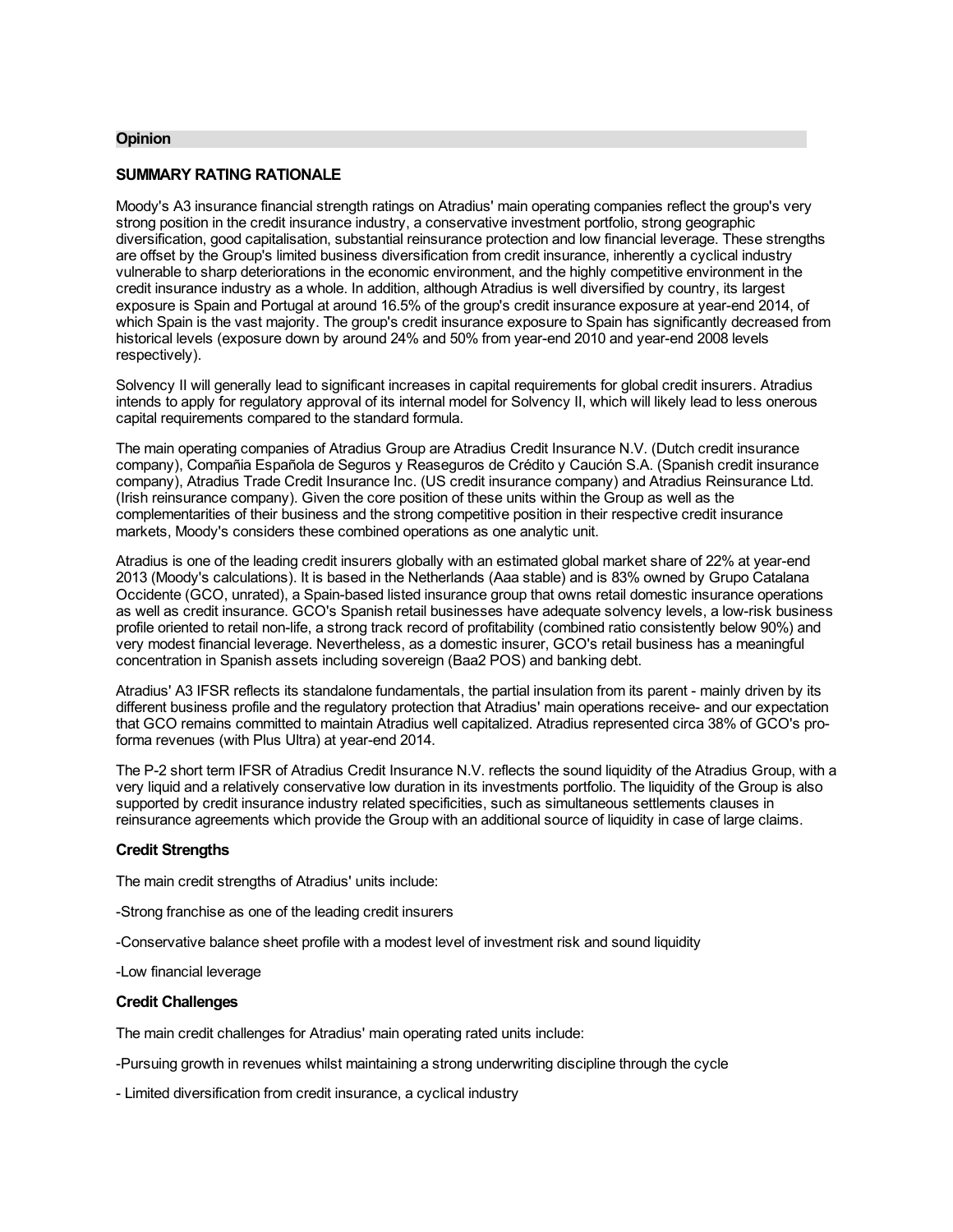## Opinion

### SUMMARY RATING RATIONALE

Moody's A3 insurance financial strength ratings on Atradius' main operating companies reflect the group's very strong position in the credit insurance industry, a conservative investment portfolio, strong geographic diversification, good capitalisation, substantial reinsurance protection and low financial leverage. These strengths are offset by the Group's limited business diversification from credit insurance, inherently a cyclical industry vulnerable to sharp deteriorations in the economic environment, and the highly competitive environment in the credit insurance industry as a whole. In addition, although Atradius is well diversified by country, its largest exposure is Spain and Portugal at around 16.5% of the group's credit insurance exposure at year-end 2014, of which Spain is the vast majority. The group's credit insurance exposure to Spain has significantly decreased from historical levels (exposure down by around 24% and 50% from year-end 2010 and year-end 2008 levels respectively).

Solvency II will generally lead to significant increases in capital requirements for global credit insurers. Atradius intends to apply for regulatory approval of its internal model for Solvency II, which will likely lead to less onerous capital requirements compared to the standard formula.

The main operating companies of Atradius Group are Atradius Credit Insurance N.V. (Dutch credit insurance company), Compañia Española de Seguros y Reaseguros de Crédito y Caución S.A. (Spanish credit insurance company), Atradius Trade Credit Insurance Inc. (US credit insurance company) and Atradius Reinsurance Ltd. (Irish reinsurance company). Given the core position of these units within the Group as well as the complementarities of their business and the strong competitive position in their respective credit insurance markets, Moody's considers these combined operations as one analytic unit.

Atradius is one of the leading credit insurers globally with an estimated global market share of 22% at year-end 2013 (Moody's calculations). It is based in the Netherlands (Aaa stable) and is 83% owned by Grupo Catalana Occidente (GCO, unrated), a Spain-based listed insurance group that owns retail domestic insurance operations as well as credit insurance. GCO's Spanish retail businesses have adequate solvency levels, a low-risk business profile oriented to retail non-life, a strong track record of profitability (combined ratio consistently below 90%) and very modest financial leverage. Nevertheless, as a domestic insurer, GCO's retail business has a meaningful concentration in Spanish assets including sovereign (Baa2 POS) and banking debt.

Atradius' A3 IFSR reflects its standalone fundamentals, the partial insulation from its parent - mainly driven by its different business profile and the regulatory protection that Atradius' main operations receive- and our expectation that GCO remains committed to maintain Atradius well capitalized. Atradius represented circa 38% of GCO's pro-forma revenues (with Plus Ultra) at year-end 2014.

The P-2 short term IFSR of Atradius Credit Insurance N.V. reflects the sound liquidity of the Atradius Group, with a very liquid and a relatively conservative low duration in its investments portfolio. The liquidity of the Group is also supported by credit insurance industry related specificities, such as simultaneous settlements clauses in reinsurance agreements which provide the Group with an additional source of liquidity in case of large claims.

#### Credit Strengths

The main credit strengths of Atradius' units include:

-Strong franchise as one of the leading credit insurers

-Conservative balance sheet profile with a modest level of investment risk and sound liquidity

-Low financial leverage

#### Credit Challenges

The main credit challenges for Atradius' main operating rated units include:

-Pursuing growth in revenues whilst maintaining a strong underwriting discipline through the cycle

- Limited diversification from credit insurance, a cyclical industry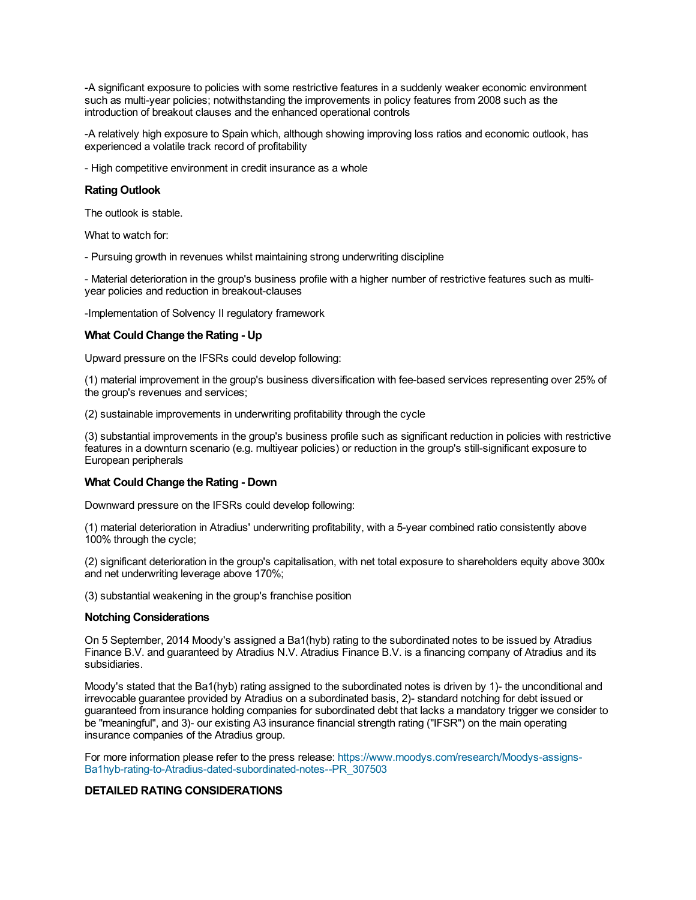-A significant exposure to policies with some restrictive features in a suddenly weaker economic environment such as multi-year policies; notwithstanding the improvements in policy features from 2008 such as the introduction of breakout clauses and the enhanced operational controls

-A relatively high exposure to Spain which, although showing improving loss ratios and economic outlook, has experienced a volatile track record of profitability

- High competitive environment in credit insurance as a whole

### Rating Outlook

The outlook is stable.

What to watch for:

- Pursuing growth in revenues whilst maintaining strong underwriting discipline

- Material deterioration in the group's business profile with a higher number of restrictive features such as multi-year policies and reduction in breakout-clauses

-Implementation of Solvency II regulatory framework

### What Could Change the Rating - Up

Upward pressure on the IFSRs could develop following:

(1) material improvement in the group's business diversification with fee-based services representing over 25% of the group's revenues and services;

(2) sustainable improvements in underwriting profitability through the cycle

(3) substantial improvements in the group's business profile such as significant reduction in policies with restrictive features in a downturn scenario (e.g. multiyear policies) or reduction in the group's still-significant exposure to European peripherals

### What Could Change the Rating - Down

Downward pressure on the IFSRs could develop following:

(1) material deterioration in Atradius' underwriting profitability, with a 5-year combined ratio consistently above 100% through the cycle;

(2) significant deterioration in the group's capitalisation, with net total exposure to shareholders equity above 300x and net underwriting leverage above 170%;

(3) substantial weakening in the group's franchise position

### Notching Considerations

On 5 September, 2014 Moody's assigned a Ba1(hyb) rating to the subordinated notes to be issued by Atradius Finance B.V. and guaranteed by Atradius N.V. Atradius Finance B.V. is a financing company of Atradius and its subsidiaries.

Moody's stated that the Ba1(hyb) rating assigned to the subordinated notes is driven by 1)- the unconditional and irrevocable guarantee provided by Atradius on a subordinated basis, 2)- standard notching for debt issued or guaranteed from insurance holding companies for subordinated debt that lacks a mandatory trigger we consider to be "meaningful", and 3)- our existing A3 insurance financial strength rating ("IFSR") on the main operating insurance companies of the Atradius group.

For more information please refer to the press release: https://www.moodys.com/research/Moodys-assigns-Ba1hyb-rating-to-Atradius-dated-subordinated-notes--PR_307503

## DETAILED RATING CONSIDERATIONS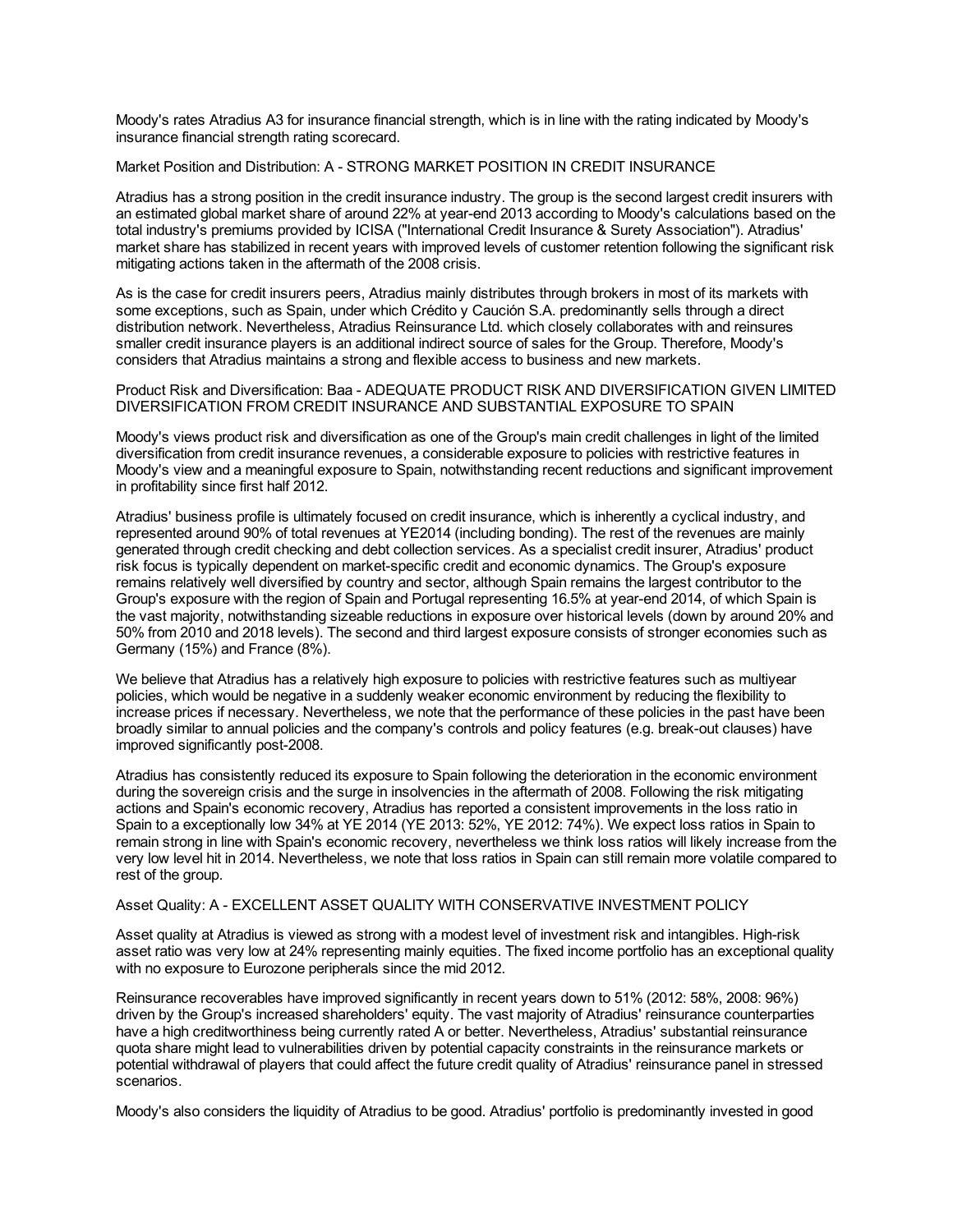Moody's rates Atradius A3 for insurance financial strength, which is in line with the rating indicated by Moody's insurance financial strength rating scorecard.

Market Position and Distribution: A - STRONG MARKET POSITION IN CREDIT INSURANCE

Atradius has a strong position in the credit insurance industry. The group is the second largest credit insurers with an estimated global market share of around 22% at year-end 2013 according to Moody's calculations based on the total industry's premiums provided by ICISA ("International Credit Insurance & Surety Association"). Atradius' market share has stabilized in recent years with improved levels of customer retention following the significant risk mitigating actions taken in the aftermath of the 2008 crisis.

As is the case for credit insurers peers, Atradius mainly distributes through brokers in most of its markets with some exceptions, such as Spain, under which Crédito y Caución S.A. predominantly sells through a direct distribution network. Nevertheless, Atradius Reinsurance Ltd. which closely collaborates with and reinsures smaller credit insurance players is an additional indirect source of sales for the Group. Therefore, Moody's considers that Atradius maintains a strong and flexible access to business and new markets.

Product Risk and Diversification: Baa - ADEQUATE PRODUCT RISK AND DIVERSIFICATION GIVEN LIMITED DIVERSIFICATION FROM CREDIT INSURANCE AND SUBSTANTIAL EXPOSURE TO SPAIN

Moody's views product risk and diversification as one of the Group's main credit challenges in light of the limited diversification from credit insurance revenues, a considerable exposure to policies with restrictive features in Moody's view and a meaningful exposure to Spain, notwithstanding recent reductions and significant improvement in profitability since first half 2012.

Atradius' business profile is ultimately focused on credit insurance, which is inherently a cyclical industry, and represented around 90% of total revenues at YE2014 (including bonding). The rest of the revenues are mainly generated through credit checking and debt collection services. As a specialist credit insurer, Atradius' product risk focus is typically dependent on market-specific credit and economic dynamics. The Group's exposure remains relatively well diversified by country and sector, although Spain remains the largest contributor to the Group's exposure with the region of Spain and Portugal representing 16.5% at year-end 2014, of which Spain is the vast majority, notwithstanding sizeable reductions in exposure over historical levels (down by around 20% and 50% from 2010 and 2018 levels). The second and third largest exposure consists of stronger economies such as Germany (15%) and France (8%).

We believe that Atradius has a relatively high exposure to policies with restrictive features such as multiyear policies, which would be negative in a suddenly weaker economic environment by reducing the flexibility to increase prices if necessary. Nevertheless, we note that the performance of these policies in the past have been broadly similar to annual policies and the company's controls and policy features (e.g. break-out clauses) have improved significantly post-2008.

Atradius has consistently reduced its exposure to Spain following the deterioration in the economic environment during the sovereign crisis and the surge in insolvencies in the aftermath of 2008. Following the risk mitigating actions and Spain's economic recovery, Atradius has reported a consistent improvements in the loss ratio in Spain to a exceptionally low 34% at YE 2014 (YE 2013: 52%, YE 2012: 74%). We expect loss ratios in Spain to remain strong in line with Spain's economic recovery, nevertheless we think loss ratios will likely increase from the very low level hit in 2014. Nevertheless, we note that loss ratios in Spain can still remain more volatile compared to rest of the group.

Asset Quality: A - EXCELLENT ASSET QUALITY WITH CONSERVATIVE INVESTMENT POLICY

Asset quality at Atradius is viewed as strong with a modest level of investment risk and intangibles. High-risk asset ratio was very low at 24% representing mainly equities. The fixed income portfolio has an exceptional quality with no exposure to Eurozone peripherals since the mid 2012.

Reinsurance recoverables have improved significantly in recent years down to 51% (2012: 58%, 2008: 96%) driven by the Group's increased shareholders' equity. The vast majority of Atradius' reinsurance counterparties have a high creditworthiness being currently rated A or better. Nevertheless, Atradius' substantial reinsurance quota share might lead to vulnerabilities driven by potential capacity constraints in the reinsurance markets or potential withdrawal of players that could affect the future credit quality of Atradius' reinsurance panel in stressed scenarios.

Moody's also considers the liquidity of Atradius to be good. Atradius' portfolio is predominantly invested in good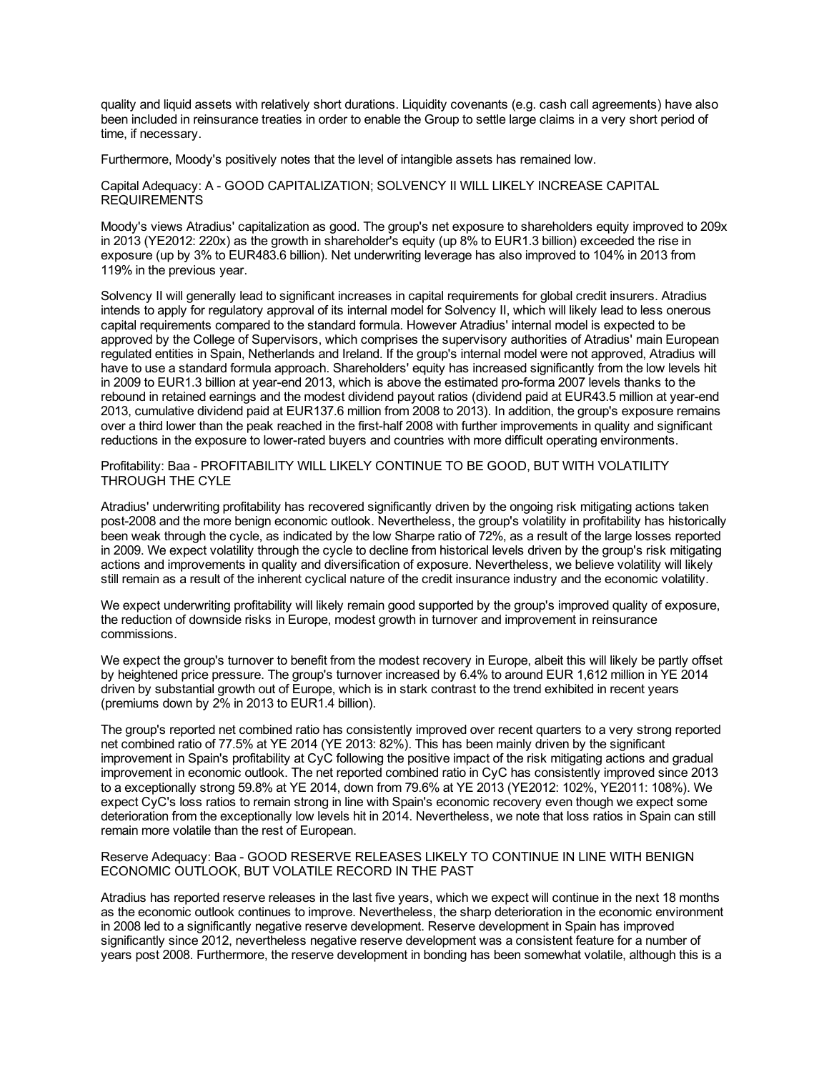quality and liquid assets with relatively short durations. Liquidity covenants (e.g. cash call agreements) have also been included in reinsurance treaties in order to enable the Group to settle large claims in a very short period of time, if necessary.

Furthermore, Moody's positively notes that the level of intangible assets has remained low.

Capital Adequacy: A - GOOD CAPITALIZATION; SOLVENCY II WILL LIKELY INCREASE CAPITAL REQUIREMENTS

Moody's views Atradius' capitalization as good. The group's net exposure to shareholders equity improved to 209x in 2013 (YE2012: 220x) as the growth in shareholder's equity (up 8% to EUR1.3 billion) exceeded the rise in exposure (up by 3% to EUR483.6 billion). Net underwriting leverage has also improved to 104% in 2013 from 119% in the previous year.

Solvency II will generally lead to significant increases in capital requirements for global credit insurers. Atradius intends to apply for regulatory approval of its internal model for Solvency II, which will likely lead to less onerous capital requirements compared to the standard formula. However Atradius' internal model is expected to be approved by the College of Supervisors, which comprises the supervisory authorities of Atradius' main European regulated entities in Spain, Netherlands and Ireland. If the group's internal model were not approved, Atradius will have to use a standard formula approach. Shareholders' equity has increased significantly from the low levels hit in 2009 to EUR1.3 billion at year-end 2013, which is above the estimated pro-forma 2007 levels thanks to the rebound in retained earnings and the modest dividend payout ratios (dividend paid at EUR43.5 million at year-end 2013, cumulative dividend paid at EUR137.6 million from 2008 to 2013). In addition, the group's exposure remains over a third lower than the peak reached in the first-half 2008 with further improvements in quality and significant reductions in the exposure to lower-rated buyers and countries with more difficult operating environments.

Profitability: Baa - PROFITABILITY WILL LIKELY CONTINUE TO BE GOOD, BUT WITH VOLATILITY THROUGH THE CYLE

Atradius' underwriting profitability has recovered significantly driven by the ongoing risk mitigating actions taken post-2008 and the more benign economic outlook. Nevertheless, the group's volatility in profitability has historically been weak through the cycle, as indicated by the low Sharpe ratio of 72%, as a result of the large losses reported in 2009. We expect volatility through the cycle to decline from historical levels driven by the group's risk mitigating actions and improvements in quality and diversification of exposure. Nevertheless, we believe volatility will likely still remain as a result of the inherent cyclical nature of the credit insurance industry and the economic volatility.

We expect underwriting profitability will likely remain good supported by the group's improved quality of exposure, the reduction of downside risks in Europe, modest growth in turnover and improvement in reinsurance commissions.

We expect the group's turnover to benefit from the modest recovery in Europe, albeit this will likely be partly offset by heightened price pressure. The group's turnover increased by 6.4% to around EUR 1,612 million in YE 2014 driven by substantial growth out of Europe, which is in stark contrast to the trend exhibited in recent years (premiums down by 2% in 2013 to EUR1.4 billion).

The group's reported net combined ratio has consistently improved over recent quarters to a very strong reported net combined ratio of 77.5% at YE 2014 (YE 2013: 82%). This has been mainly driven by the significant improvement in Spain's profitability at CyC following the positive impact of the risk mitigating actions and gradual improvement in economic outlook. The net reported combined ratio in CyC has consistently improved since 2013 to a exceptionally strong 59.8% at YE 2014, down from 79.6% at YE 2013 (YE2012: 102%, YE2011: 108%). We expect CyC's loss ratios to remain strong in line with Spain's economic recovery even though we expect some deterioration from the exceptionally low levels hit in 2014. Nevertheless, we note that loss ratios in Spain can still remain more volatile than the rest of European.

Reserve Adequacy: Baa - GOOD RESERVE RELEASES LIKELY TO CONTINUE IN LINE WITH BENIGN ECONOMIC OUTLOOK, BUT VOLATILE RECORD IN THE PAST

Atradius has reported reserve releases in the last five years, which we expect will continue in the next 18 months as the economic outlook continues to improve. Nevertheless, the sharp deterioration in the economic environment in 2008 led to a significantly negative reserve development. Reserve development in Spain has improved significantly since 2012, nevertheless negative reserve development was a consistent feature for a number of years post 2008. Furthermore, the reserve development in bonding has been somewhat volatile, although this is a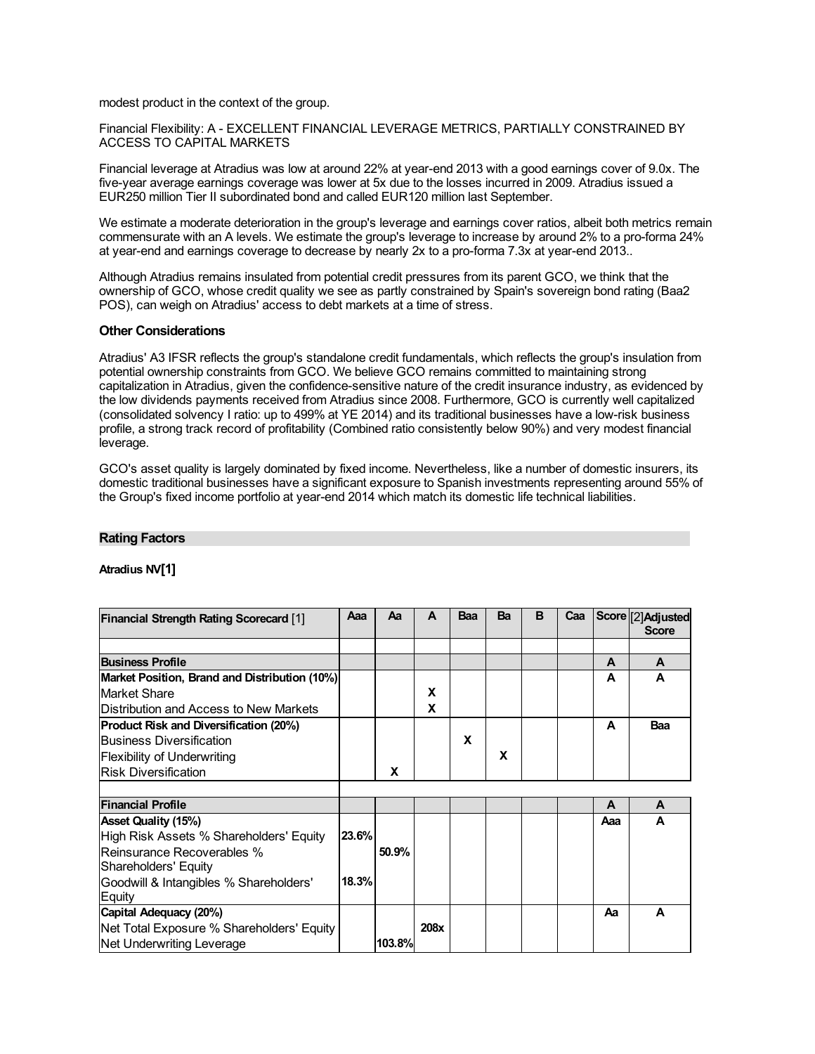modest product in the context of the group.

Financial Flexibility: A - EXCELLENT FINANCIAL LEVERAGE METRICS, PARTIALLY CONSTRAINED BY ACCESS TO CAPITAL MARKETS

Financial leverage at Atradius was low at around 22% at year-end 2013 with a good earnings cover of 9.0x. The five-year average earnings coverage was lower at 5x due to the losses incurred in 2009. Atradius issued a EUR250 million Tier II subordinated bond and called EUR120 million last September.

We estimate a moderate deterioration in the group's leverage and earnings cover ratios, albeit both metrics remain commensurate with an A levels. We estimate the group's leverage to increase by around 2% to a pro-forma 24% at year-end and earnings coverage to decrease by nearly 2x to a pro-forma 7.3x at year-end 2013..

Although Atradius remains insulated from potential credit pressures from its parent GCO, we think that the ownership of GCO, whose credit quality we see as partly constrained by Spain's sovereign bond rating (Baa2 POS), can weigh on Atradius' access to debt markets at a time of stress.

### Other Considerations

Atradius' A3 IFSR reflects the group's standalone credit fundamentals, which reflects the group's insulation from potential ownership constraints from GCO. We believe GCO remains committed to maintaining strong capitalization in Atradius, given the confidence-sensitive nature of the credit insurance industry, as evidenced by the low dividends payments received from Atradius since 2008. Furthermore, GCO is currently well capitalized (consolidated solvency I ratio: up to 499% at YE 2014) and its traditional businesses have a low-risk business profile, a strong track record of profitability (Combined ratio consistently below 90%) and very modest financial leverage.

GCO's asset quality is largely dominated by fixed income. Nevertheless, like a number of domestic insurers, its domestic traditional businesses have a significant exposure to Spanish investments representing around 55% of the Group's fixed income portfolio at year-end 2014 which match its domestic life technical liabilities.

## Rating Factors

#### Atradius NV[1]

| Financial Strength Rating Scorecard [1] | Aaa | Aa | A | Baa | Ba | B | Caa | Score [2] | Adjusted Score |
|---|---|---|---|---|---|---|---|---|---|
| | | | | | | | | | |
| **Business Profile** | | | | | | | | A | A |
| **Market Position, Brand and Distribution (10%)** | | | | | | | | A | A |
| Market Share | | | X | | | | | | |
| Distribution and Access to New Markets | | | X | | | | | | |
| **Product Risk and Diversification (20%)** | | | | | | | | A | Baa |
| Business Diversification | | | | X | | | | | |
| Flexibility of Underwriting | | | | | X | | | | |
| Risk Diversification | | X | | | | | | | |
| | | | | | | | | | |
| **Financial Profile** | | | | | | | | A | A |
| **Asset Quality (15%)** | | | | | | | | Aaa | A |
| High Risk Assets % Shareholders' Equity | 23.6% | | | | | | | | |
| Reinsurance Recoverables % Shareholders' Equity | | 50.9% | | | | | | | |
| Goodwill & Intangibles % Shareholders' Equity | 18.3% | | | | | | | | |
| **Capital Adequacy (20%)** | | | | | | | | Aa | A |
| Net Total Exposure % Shareholders' Equity | | | 208x | | | | | | |
| Net Underwriting Leverage | | 103.8% | | | | | | | |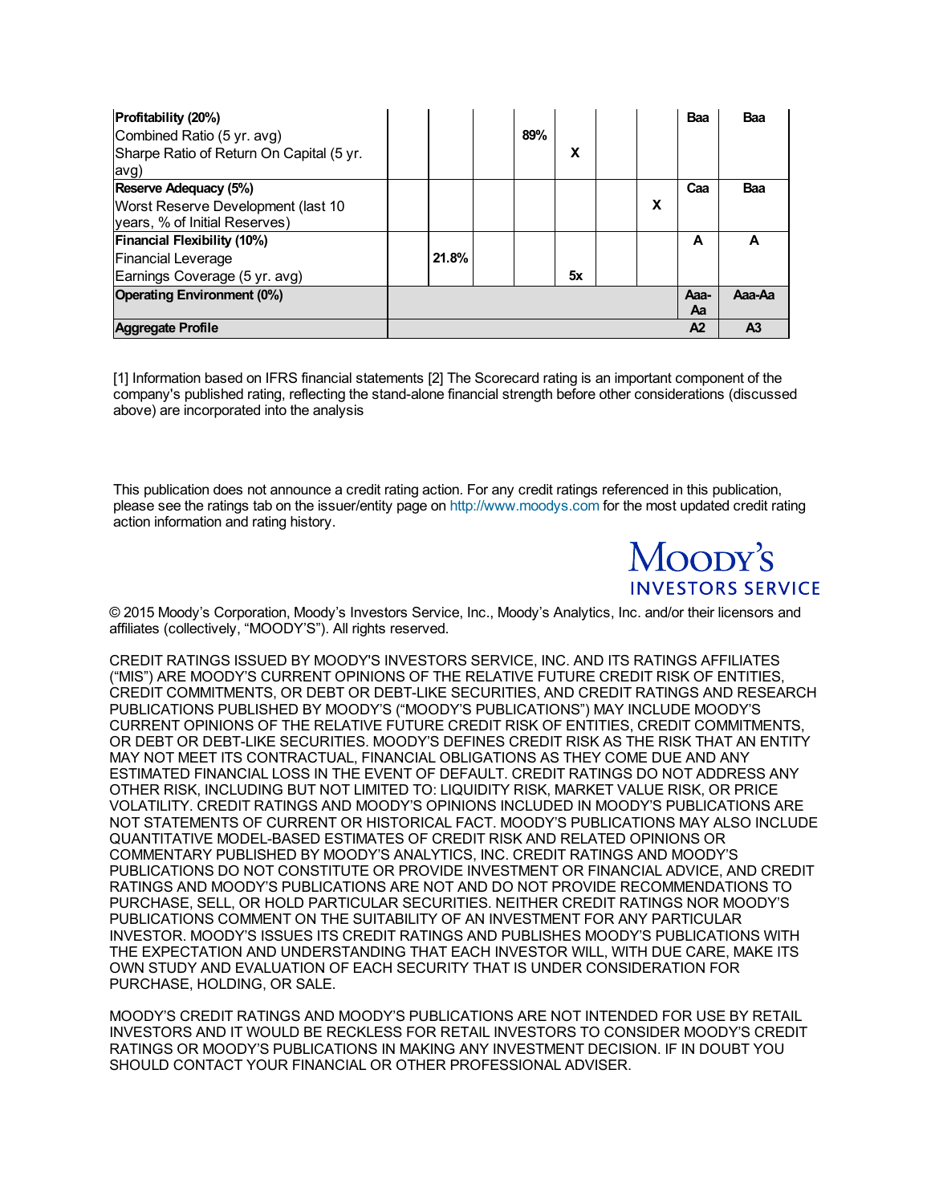| | | | | | | | | | |
|---|---|---|---|---|---|---|---|---|---|
| **Profitability (20%)** | | | | | | | | Baa | Baa |
| Combined Ratio (5 yr. avg) | | | | 89% | | | | | |
| Sharpe Ratio of Return On Capital (5 yr. avg) | | | | | X | | | | |
| **Reserve Adequacy (5%)** | | | | | | | | Caa | Baa |
| Worst Reserve Development (last 10 years, % of Initial Reserves) | | | | | | | X | | |
| **Financial Flexibility (10%)** | | | | | | | | A | A |
| Financial Leverage | | 21.8% | | | | | | | |
| Earnings Coverage (5 yr. avg) | | | | | 5x | | | | |
| **Operating Environment (0%)** | | | | | | | | Aaa-Aa | Aaa-Aa |
| **Aggregate Profile** | | | | | | | | A2 | A3 |

[1] Information based on IFRS financial statements [2] The Scorecard rating is an important component of the company's published rating, reflecting the stand-alone financial strength before other considerations (discussed above) are incorporated into the analysis

This publication does not announce a credit rating action. For any credit ratings referenced in this publication, please see the ratings tab on the issuer/entity page on http://www.moodys.com for the most updated credit rating action information and rating history.

MOODY'S INVESTORS SERVICE

© 2015 Moody's Corporation, Moody's Investors Service, Inc., Moody's Analytics, Inc. and/or their licensors and affiliates (collectively, "MOODY'S"). All rights reserved.

CREDIT RATINGS ISSUED BY MOODY'S INVESTORS SERVICE, INC. AND ITS RATINGS AFFILIATES ("MIS") ARE MOODY'S CURRENT OPINIONS OF THE RELATIVE FUTURE CREDIT RISK OF ENTITIES, CREDIT COMMITMENTS, OR DEBT OR DEBT-LIKE SECURITIES, AND CREDIT RATINGS AND RESEARCH PUBLICATIONS PUBLISHED BY MOODY'S ("MOODY'S PUBLICATIONS") MAY INCLUDE MOODY'S CURRENT OPINIONS OF THE RELATIVE FUTURE CREDIT RISK OF ENTITIES, CREDIT COMMITMENTS, OR DEBT OR DEBT-LIKE SECURITIES. MOODY'S DEFINES CREDIT RISK AS THE RISK THAT AN ENTITY MAY NOT MEET ITS CONTRACTUAL, FINANCIAL OBLIGATIONS AS THEY COME DUE AND ANY ESTIMATED FINANCIAL LOSS IN THE EVENT OF DEFAULT. CREDIT RATINGS DO NOT ADDRESS ANY OTHER RISK, INCLUDING BUT NOT LIMITED TO: LIQUIDITY RISK, MARKET VALUE RISK, OR PRICE VOLATILITY. CREDIT RATINGS AND MOODY'S OPINIONS INCLUDED IN MOODY'S PUBLICATIONS ARE NOT STATEMENTS OF CURRENT OR HISTORICAL FACT. MOODY'S PUBLICATIONS MAY ALSO INCLUDE QUANTITATIVE MODEL-BASED ESTIMATES OF CREDIT RISK AND RELATED OPINIONS OR COMMENTARY PUBLISHED BY MOODY'S ANALYTICS, INC. CREDIT RATINGS AND MOODY'S PUBLICATIONS DO NOT CONSTITUTE OR PROVIDE INVESTMENT OR FINANCIAL ADVICE, AND CREDIT RATINGS AND MOODY'S PUBLICATIONS ARE NOT AND DO NOT PROVIDE RECOMMENDATIONS TO PURCHASE, SELL, OR HOLD PARTICULAR SECURITIES. NEITHER CREDIT RATINGS NOR MOODY'S PUBLICATIONS COMMENT ON THE SUITABILITY OF AN INVESTMENT FOR ANY PARTICULAR INVESTOR. MOODY'S ISSUES ITS CREDIT RATINGS AND PUBLISHES MOODY'S PUBLICATIONS WITH THE EXPECTATION AND UNDERSTANDING THAT EACH INVESTOR WILL, WITH DUE CARE, MAKE ITS OWN STUDY AND EVALUATION OF EACH SECURITY THAT IS UNDER CONSIDERATION FOR PURCHASE, HOLDING, OR SALE.

MOODY'S CREDIT RATINGS AND MOODY'S PUBLICATIONS ARE NOT INTENDED FOR USE BY RETAIL INVESTORS AND IT WOULD BE RECKLESS FOR RETAIL INVESTORS TO CONSIDER MOODY'S CREDIT RATINGS OR MOODY'S PUBLICATIONS IN MAKING ANY INVESTMENT DECISION. IF IN DOUBT YOU SHOULD CONTACT YOUR FINANCIAL OR OTHER PROFESSIONAL ADVISER.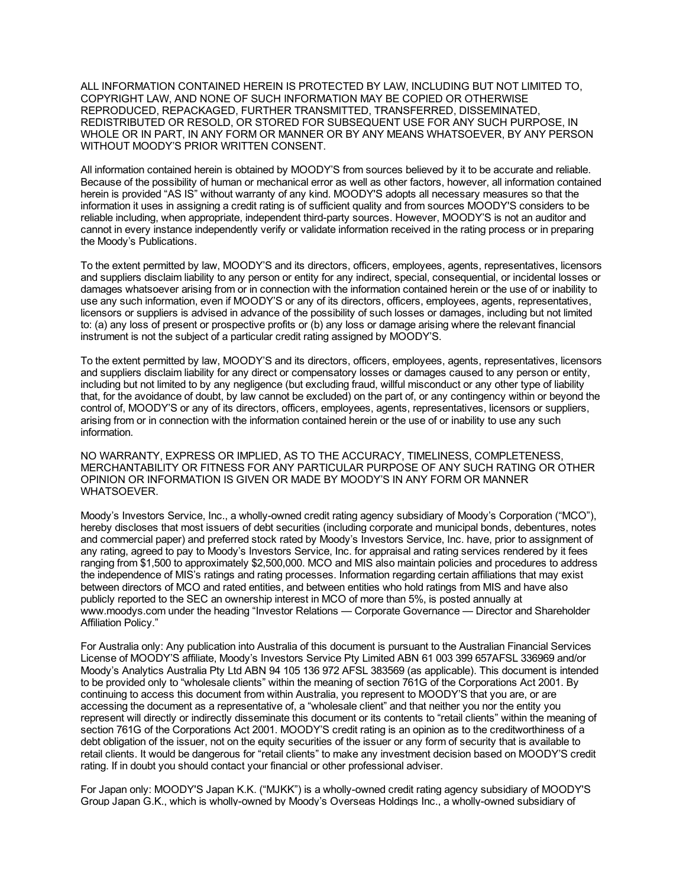ALL INFORMATION CONTAINED HEREIN IS PROTECTED BY LAW, INCLUDING BUT NOT LIMITED TO, COPYRIGHT LAW, AND NONE OF SUCH INFORMATION MAY BE COPIED OR OTHERWISE REPRODUCED, REPACKAGED, FURTHER TRANSMITTED, TRANSFERRED, DISSEMINATED, REDISTRIBUTED OR RESOLD, OR STORED FOR SUBSEQUENT USE FOR ANY SUCH PURPOSE, IN WHOLE OR IN PART, IN ANY FORM OR MANNER OR BY ANY MEANS WHATSOEVER, BY ANY PERSON WITHOUT MOODY'S PRIOR WRITTEN CONSENT.

All information contained herein is obtained by MOODY'S from sources believed by it to be accurate and reliable. Because of the possibility of human or mechanical error as well as other factors, however, all information contained herein is provided "AS IS" without warranty of any kind. MOODY'S adopts all necessary measures so that the information it uses in assigning a credit rating is of sufficient quality and from sources MOODY'S considers to be reliable including, when appropriate, independent third-party sources. However, MOODY'S is not an auditor and cannot in every instance independently verify or validate information received in the rating process or in preparing the Moody's Publications.

To the extent permitted by law, MOODY'S and its directors, officers, employees, agents, representatives, licensors and suppliers disclaim liability to any person or entity for any indirect, special, consequential, or incidental losses or damages whatsoever arising from or in connection with the information contained herein or the use of or inability to use any such information, even if MOODY'S or any of its directors, officers, employees, agents, representatives, licensors or suppliers is advised in advance of the possibility of such losses or damages, including but not limited to: (a) any loss of present or prospective profits or (b) any loss or damage arising where the relevant financial instrument is not the subject of a particular credit rating assigned by MOODY'S.

To the extent permitted by law, MOODY'S and its directors, officers, employees, agents, representatives, licensors and suppliers disclaim liability for any direct or compensatory losses or damages caused to any person or entity, including but not limited to by any negligence (but excluding fraud, willful misconduct or any other type of liability that, for the avoidance of doubt, by law cannot be excluded) on the part of, or any contingency within or beyond the control of, MOODY'S or any of its directors, officers, employees, agents, representatives, licensors or suppliers, arising from or in connection with the information contained herein or the use of or inability to use any such information.

NO WARRANTY, EXPRESS OR IMPLIED, AS TO THE ACCURACY, TIMELINESS, COMPLETENESS, MERCHANTABILITY OR FITNESS FOR ANY PARTICULAR PURPOSE OF ANY SUCH RATING OR OTHER OPINION OR INFORMATION IS GIVEN OR MADE BY MOODY'S IN ANY FORM OR MANNER WHATSOEVER.

Moody's Investors Service, Inc., a wholly-owned credit rating agency subsidiary of Moody's Corporation ("MCO"), hereby discloses that most issuers of debt securities (including corporate and municipal bonds, debentures, notes and commercial paper) and preferred stock rated by Moody's Investors Service, Inc. have, prior to assignment of any rating, agreed to pay to Moody's Investors Service, Inc. for appraisal and rating services rendered by it fees ranging from $1,500 to approximately $2,500,000. MCO and MIS also maintain policies and procedures to address the independence of MIS's ratings and rating processes. Information regarding certain affiliations that may exist between directors of MCO and rated entities, and between entities who hold ratings from MIS and have also publicly reported to the SEC an ownership interest in MCO of more than 5%, is posted annually at www.moodys.com under the heading "Investor Relations — Corporate Governance — Director and Shareholder Affiliation Policy."

For Australia only: Any publication into Australia of this document is pursuant to the Australian Financial Services License of MOODY'S affiliate, Moody's Investors Service Pty Limited ABN 61 003 399 657AFSL 336969 and/or Moody's Analytics Australia Pty Ltd ABN 94 105 136 972 AFSL 383569 (as applicable). This document is intended to be provided only to "wholesale clients" within the meaning of section 761G of the Corporations Act 2001. By continuing to access this document from within Australia, you represent to MOODY'S that you are, or are accessing the document as a representative of, a "wholesale client" and that neither you nor the entity you represent will directly or indirectly disseminate this document or its contents to "retail clients" within the meaning of section 761G of the Corporations Act 2001. MOODY'S credit rating is an opinion as to the creditworthiness of a debt obligation of the issuer, not on the equity securities of the issuer or any form of security that is available to retail clients. It would be dangerous for "retail clients" to make any investment decision based on MOODY'S credit rating. If in doubt you should contact your financial or other professional adviser.

For Japan only: MOODY'S Japan K.K. ("MJKK") is a wholly-owned credit rating agency subsidiary of MOODY'S Group Japan G.K., which is wholly-owned by Moody's Overseas Holdings Inc., a wholly-owned subsidiary of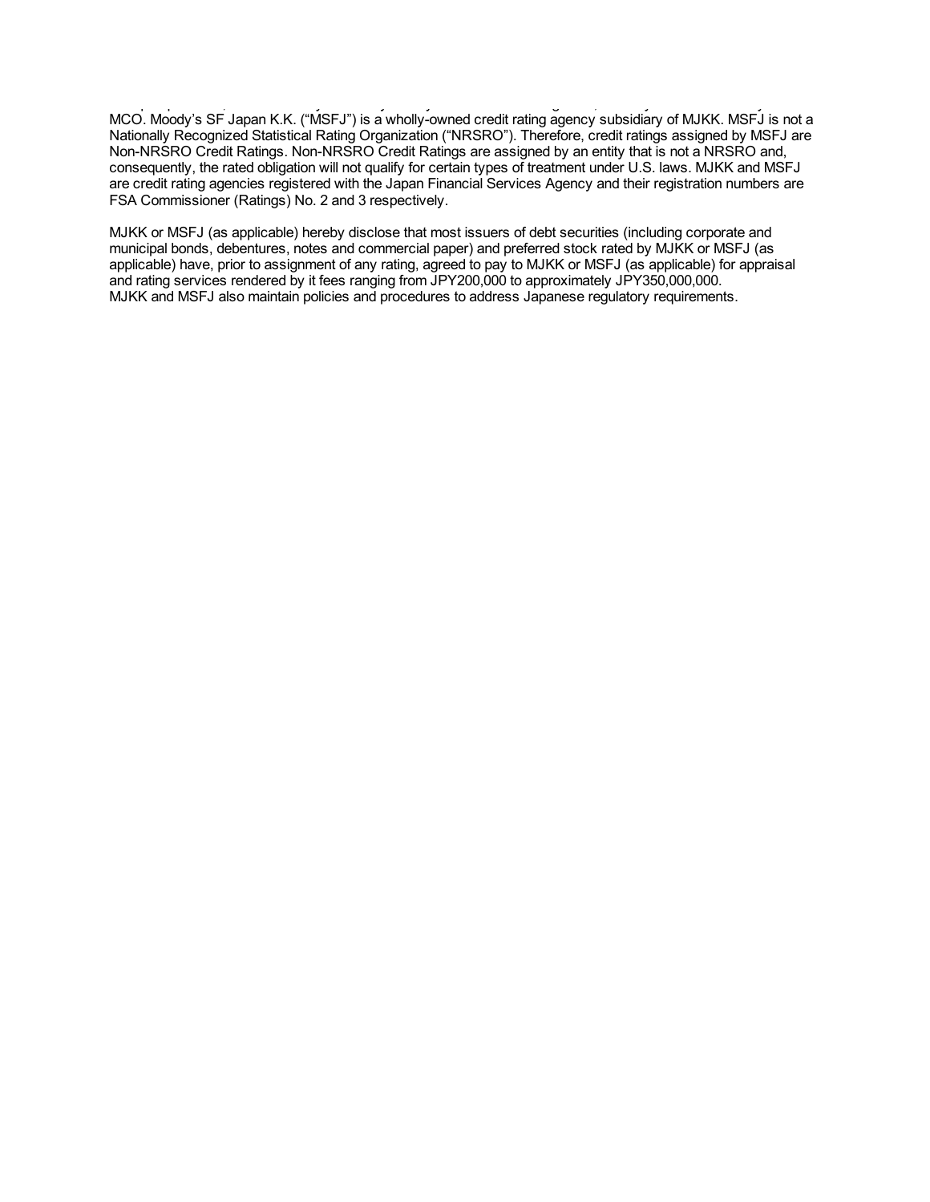MCO. Moody's SF Japan K.K. ("MSFJ") is a wholly-owned credit rating agency subsidiary of MJKK. MSFJ is not a Nationally Recognized Statistical Rating Organization ("NRSRO"). Therefore, credit ratings assigned by MSFJ are Non-NRSRO Credit Ratings. Non-NRSRO Credit Ratings are assigned by an entity that is not a NRSRO and, consequently, the rated obligation will not qualify for certain types of treatment under U.S. laws. MJKK and MSFJ are credit rating agencies registered with the Japan Financial Services Agency and their registration numbers are FSA Commissioner (Ratings) No. 2 and 3 respectively.

MJKK or MSFJ (as applicable) hereby disclose that most issuers of debt securities (including corporate and municipal bonds, debentures, notes and commercial paper) and preferred stock rated by MJKK or MSFJ (as applicable) have, prior to assignment of any rating, agreed to pay to MJKK or MSFJ (as applicable) for appraisal and rating services rendered by it fees ranging from JPY200,000 to approximately JPY350,000,000.
MJKK and MSFJ also maintain policies and procedures to address Japanese regulatory requirements.